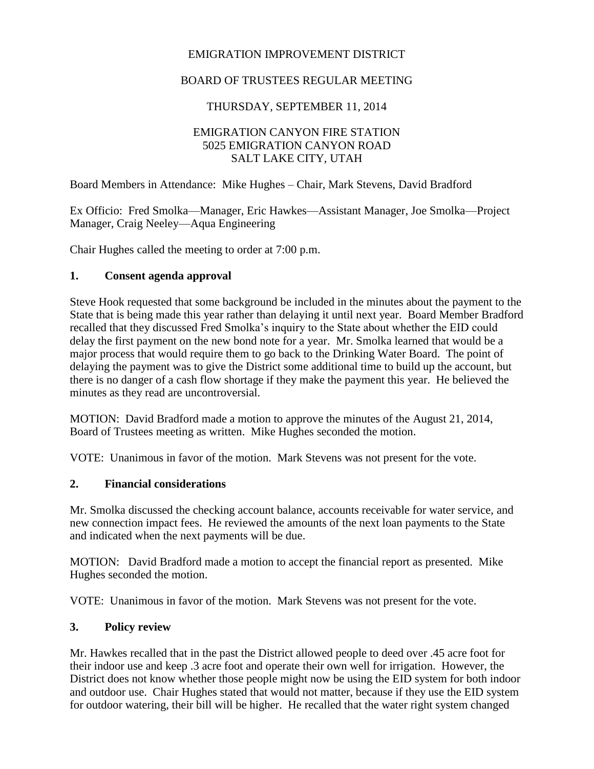EMIGRATION IMPROVEMENT DISTRICT

BOARD OF TRUSTEES REGULAR MEETING

THURSDAY, SEPTEMBER 11, 2014

EMIGRATION CANYON FIRE STATION
5025 EMIGRATION CANYON ROAD
SALT LAKE CITY, UTAH

Board Members in Attendance: Mike Hughes – Chair, Mark Stevens, David Bradford

Ex Officio: Fred Smolka—Manager, Eric Hawkes—Assistant Manager, Joe Smolka—Project Manager, Craig Neeley—Aqua Engineering

Chair Hughes called the meeting to order at 7:00 p.m.

## 1. Consent agenda approval

Steve Hook requested that some background be included in the minutes about the payment to the State that is being made this year rather than delaying it until next year. Board Member Bradford recalled that they discussed Fred Smolka's inquiry to the State about whether the EID could delay the first payment on the new bond note for a year. Mr. Smolka learned that would be a major process that would require them to go back to the Drinking Water Board. The point of delaying the payment was to give the District some additional time to build up the account, but there is no danger of a cash flow shortage if they make the payment this year. He believed the minutes as they read are uncontroversial.

MOTION: David Bradford made a motion to approve the minutes of the August 21, 2014, Board of Trustees meeting as written. Mike Hughes seconded the motion.

VOTE: Unanimous in favor of the motion. Mark Stevens was not present for the vote.

## 2. Financial considerations

Mr. Smolka discussed the checking account balance, accounts receivable for water service, and new connection impact fees. He reviewed the amounts of the next loan payments to the State and indicated when the next payments will be due.

MOTION: David Bradford made a motion to accept the financial report as presented. Mike Hughes seconded the motion.

VOTE: Unanimous in favor of the motion. Mark Stevens was not present for the vote.

## 3. Policy review

Mr. Hawkes recalled that in the past the District allowed people to deed over .45 acre foot for their indoor use and keep .3 acre foot and operate their own well for irrigation. However, the District does not know whether those people might now be using the EID system for both indoor and outdoor use. Chair Hughes stated that would not matter, because if they use the EID system for outdoor watering, their bill will be higher. He recalled that the water right system changed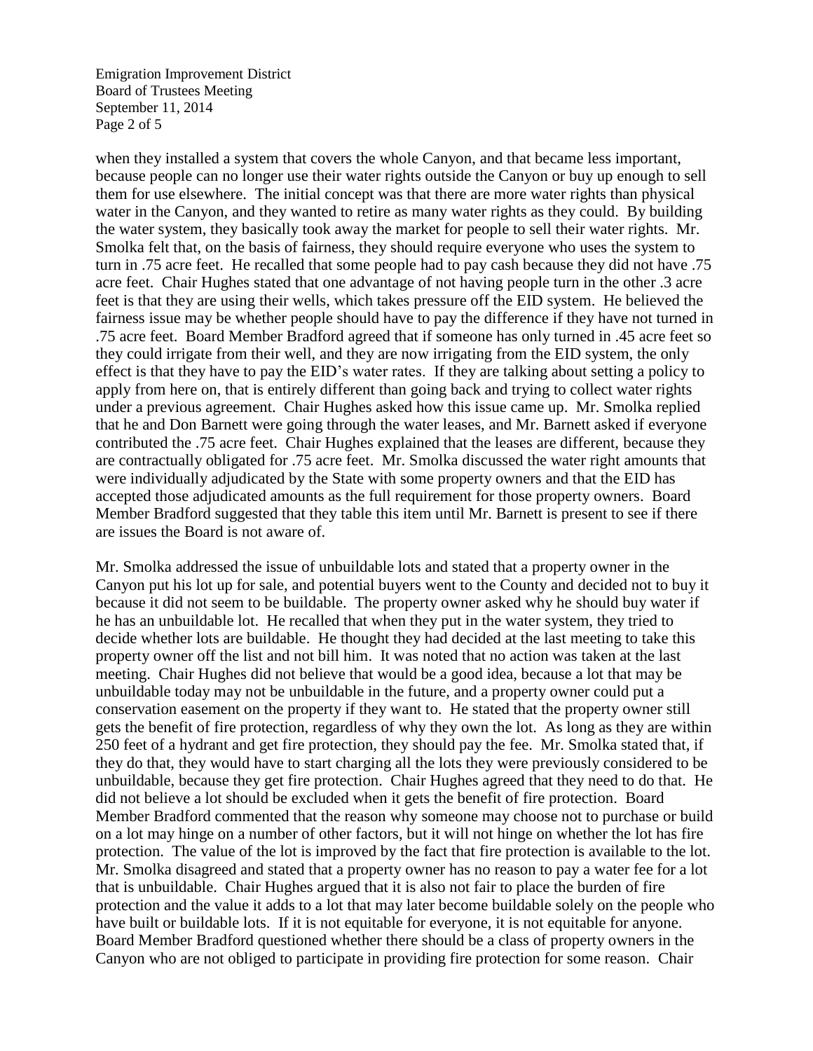when they installed a system that covers the whole Canyon, and that became less important, because people can no longer use their water rights outside the Canyon or buy up enough to sell them for use elsewhere. The initial concept was that there are more water rights than physical water in the Canyon, and they wanted to retire as many water rights as they could. By building the water system, they basically took away the market for people to sell their water rights. Mr. Smolka felt that, on the basis of fairness, they should require everyone who uses the system to turn in .75 acre feet. He recalled that some people had to pay cash because they did not have .75 acre feet. Chair Hughes stated that one advantage of not having people turn in the other .3 acre feet is that they are using their wells, which takes pressure off the EID system. He believed the fairness issue may be whether people should have to pay the difference if they have not turned in .75 acre feet. Board Member Bradford agreed that if someone has only turned in .45 acre feet so they could irrigate from their well, and they are now irrigating from the EID system, the only effect is that they have to pay the EID's water rates. If they are talking about setting a policy to apply from here on, that is entirely different than going back and trying to collect water rights under a previous agreement. Chair Hughes asked how this issue came up. Mr. Smolka replied that he and Don Barnett were going through the water leases, and Mr. Barnett asked if everyone contributed the .75 acre feet. Chair Hughes explained that the leases are different, because they are contractually obligated for .75 acre feet. Mr. Smolka discussed the water right amounts that were individually adjudicated by the State with some property owners and that the EID has accepted those adjudicated amounts as the full requirement for those property owners. Board Member Bradford suggested that they table this item until Mr. Barnett is present to see if there are issues the Board is not aware of.

Mr. Smolka addressed the issue of unbuildable lots and stated that a property owner in the Canyon put his lot up for sale, and potential buyers went to the County and decided not to buy it because it did not seem to be buildable. The property owner asked why he should buy water if he has an unbuildable lot. He recalled that when they put in the water system, they tried to decide whether lots are buildable. He thought they had decided at the last meeting to take this property owner off the list and not bill him. It was noted that no action was taken at the last meeting. Chair Hughes did not believe that would be a good idea, because a lot that may be unbuildable today may not be unbuildable in the future, and a property owner could put a conservation easement on the property if they want to. He stated that the property owner still gets the benefit of fire protection, regardless of why they own the lot. As long as they are within 250 feet of a hydrant and get fire protection, they should pay the fee. Mr. Smolka stated that, if they do that, they would have to start charging all the lots they were previously considered to be unbuildable, because they get fire protection. Chair Hughes agreed that they need to do that. He did not believe a lot should be excluded when it gets the benefit of fire protection. Board Member Bradford commented that the reason why someone may choose not to purchase or build on a lot may hinge on a number of other factors, but it will not hinge on whether the lot has fire protection. The value of the lot is improved by the fact that fire protection is available to the lot. Mr. Smolka disagreed and stated that a property owner has no reason to pay a water fee for a lot that is unbuildable. Chair Hughes argued that it is also not fair to place the burden of fire protection and the value it adds to a lot that may later become buildable solely on the people who have built or buildable lots. If it is not equitable for everyone, it is not equitable for anyone. Board Member Bradford questioned whether there should be a class of property owners in the Canyon who are not obliged to participate in providing fire protection for some reason. Chair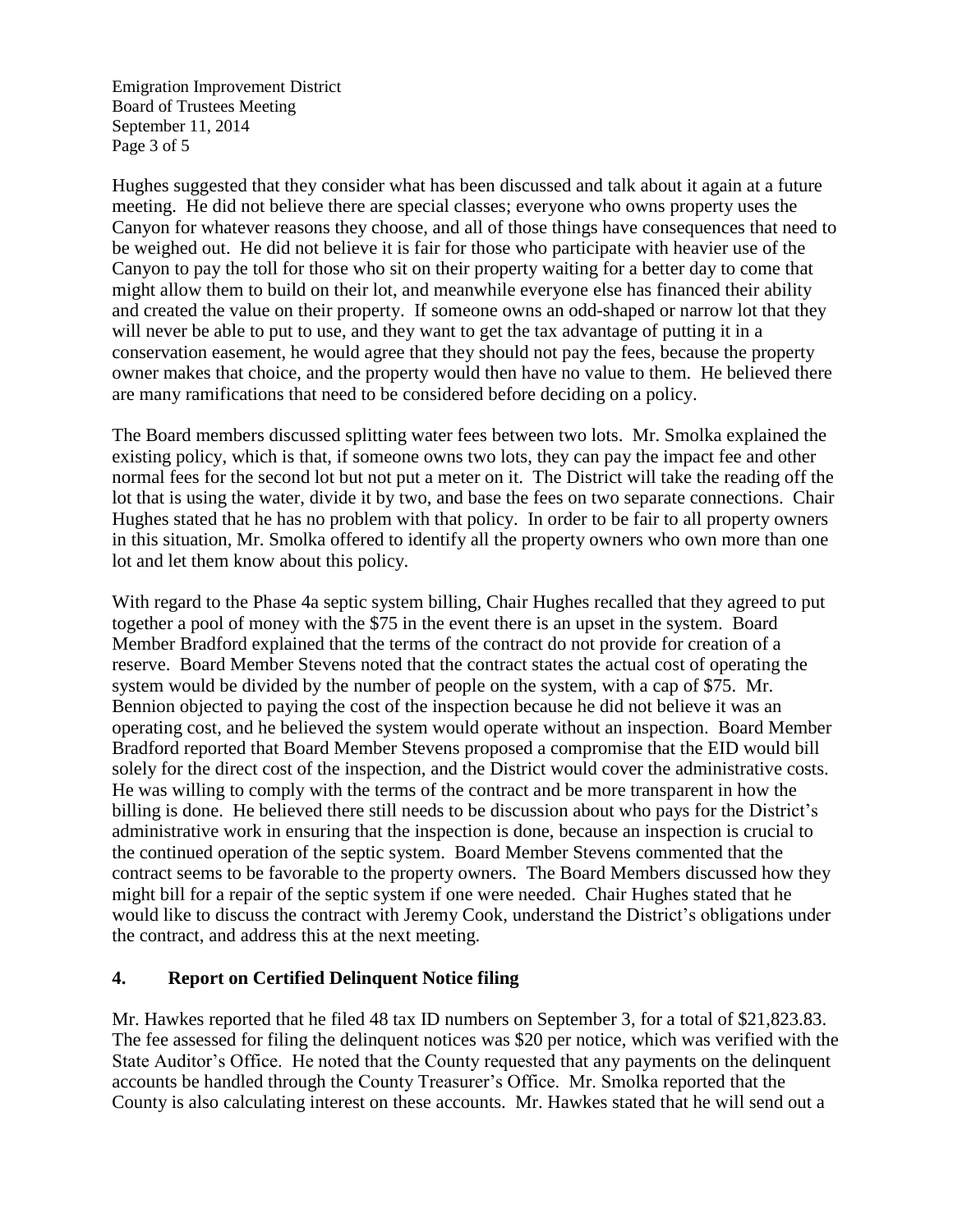Hughes suggested that they consider what has been discussed and talk about it again at a future meeting. He did not believe there are special classes; everyone who owns property uses the Canyon for whatever reasons they choose, and all of those things have consequences that need to be weighed out. He did not believe it is fair for those who participate with heavier use of the Canyon to pay the toll for those who sit on their property waiting for a better day to come that might allow them to build on their lot, and meanwhile everyone else has financed their ability and created the value on their property. If someone owns an odd-shaped or narrow lot that they will never be able to put to use, and they want to get the tax advantage of putting it in a conservation easement, he would agree that they should not pay the fees, because the property owner makes that choice, and the property would then have no value to them. He believed there are many ramifications that need to be considered before deciding on a policy.

The Board members discussed splitting water fees between two lots. Mr. Smolka explained the existing policy, which is that, if someone owns two lots, they can pay the impact fee and other normal fees for the second lot but not put a meter on it. The District will take the reading off the lot that is using the water, divide it by two, and base the fees on two separate connections. Chair Hughes stated that he has no problem with that policy. In order to be fair to all property owners in this situation, Mr. Smolka offered to identify all the property owners who own more than one lot and let them know about this policy.

With regard to the Phase 4a septic system billing, Chair Hughes recalled that they agreed to put together a pool of money with the $75 in the event there is an upset in the system. Board Member Bradford explained that the terms of the contract do not provide for creation of a reserve. Board Member Stevens noted that the contract states the actual cost of operating the system would be divided by the number of people on the system, with a cap of $75. Mr. Bennion objected to paying the cost of the inspection because he did not believe it was an operating cost, and he believed the system would operate without an inspection. Board Member Bradford reported that Board Member Stevens proposed a compromise that the EID would bill solely for the direct cost of the inspection, and the District would cover the administrative costs. He was willing to comply with the terms of the contract and be more transparent in how the billing is done. He believed there still needs to be discussion about who pays for the District's administrative work in ensuring that the inspection is done, because an inspection is crucial to the continued operation of the septic system. Board Member Stevens commented that the contract seems to be favorable to the property owners. The Board Members discussed how they might bill for a repair of the septic system if one were needed. Chair Hughes stated that he would like to discuss the contract with Jeremy Cook, understand the District's obligations under the contract, and address this at the next meeting.

## 4. Report on Certified Delinquent Notice filing

Mr. Hawkes reported that he filed 48 tax ID numbers on September 3, for a total of $21,823.83. The fee assessed for filing the delinquent notices was $20 per notice, which was verified with the State Auditor's Office. He noted that the County requested that any payments on the delinquent accounts be handled through the County Treasurer's Office. Mr. Smolka reported that the County is also calculating interest on these accounts. Mr. Hawkes stated that he will send out a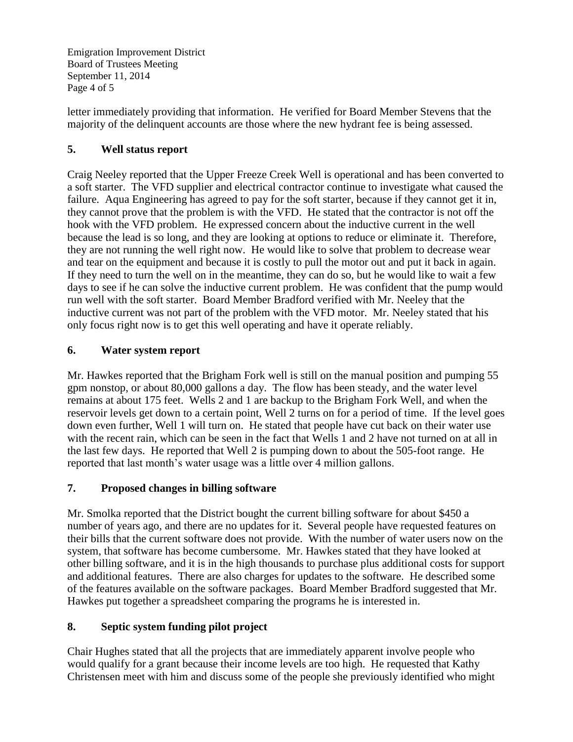letter immediately providing that information. He verified for Board Member Stevens that the majority of the delinquent accounts are those where the new hydrant fee is being assessed.

## 5. Well status report

Craig Neeley reported that the Upper Freeze Creek Well is operational and has been converted to a soft starter. The VFD supplier and electrical contractor continue to investigate what caused the failure. Aqua Engineering has agreed to pay for the soft starter, because if they cannot get it in, they cannot prove that the problem is with the VFD. He stated that the contractor is not off the hook with the VFD problem. He expressed concern about the inductive current in the well because the lead is so long, and they are looking at options to reduce or eliminate it. Therefore, they are not running the well right now. He would like to solve that problem to decrease wear and tear on the equipment and because it is costly to pull the motor out and put it back in again. If they need to turn the well on in the meantime, they can do so, but he would like to wait a few days to see if he can solve the inductive current problem. He was confident that the pump would run well with the soft starter. Board Member Bradford verified with Mr. Neeley that the inductive current was not part of the problem with the VFD motor. Mr. Neeley stated that his only focus right now is to get this well operating and have it operate reliably.

## 6. Water system report

Mr. Hawkes reported that the Brigham Fork well is still on the manual position and pumping 55 gpm nonstop, or about 80,000 gallons a day. The flow has been steady, and the water level remains at about 175 feet. Wells 2 and 1 are backup to the Brigham Fork Well, and when the reservoir levels get down to a certain point, Well 2 turns on for a period of time. If the level goes down even further, Well 1 will turn on. He stated that people have cut back on their water use with the recent rain, which can be seen in the fact that Wells 1 and 2 have not turned on at all in the last few days. He reported that Well 2 is pumping down to about the 505-foot range. He reported that last month's water usage was a little over 4 million gallons.

## 7. Proposed changes in billing software

Mr. Smolka reported that the District bought the current billing software for about $450 a number of years ago, and there are no updates for it. Several people have requested features on their bills that the current software does not provide. With the number of water users now on the system, that software has become cumbersome. Mr. Hawkes stated that they have looked at other billing software, and it is in the high thousands to purchase plus additional costs for support and additional features. There are also charges for updates to the software. He described some of the features available on the software packages. Board Member Bradford suggested that Mr. Hawkes put together a spreadsheet comparing the programs he is interested in.

## 8. Septic system funding pilot project

Chair Hughes stated that all the projects that are immediately apparent involve people who would qualify for a grant because their income levels are too high. He requested that Kathy Christensen meet with him and discuss some of the people she previously identified who might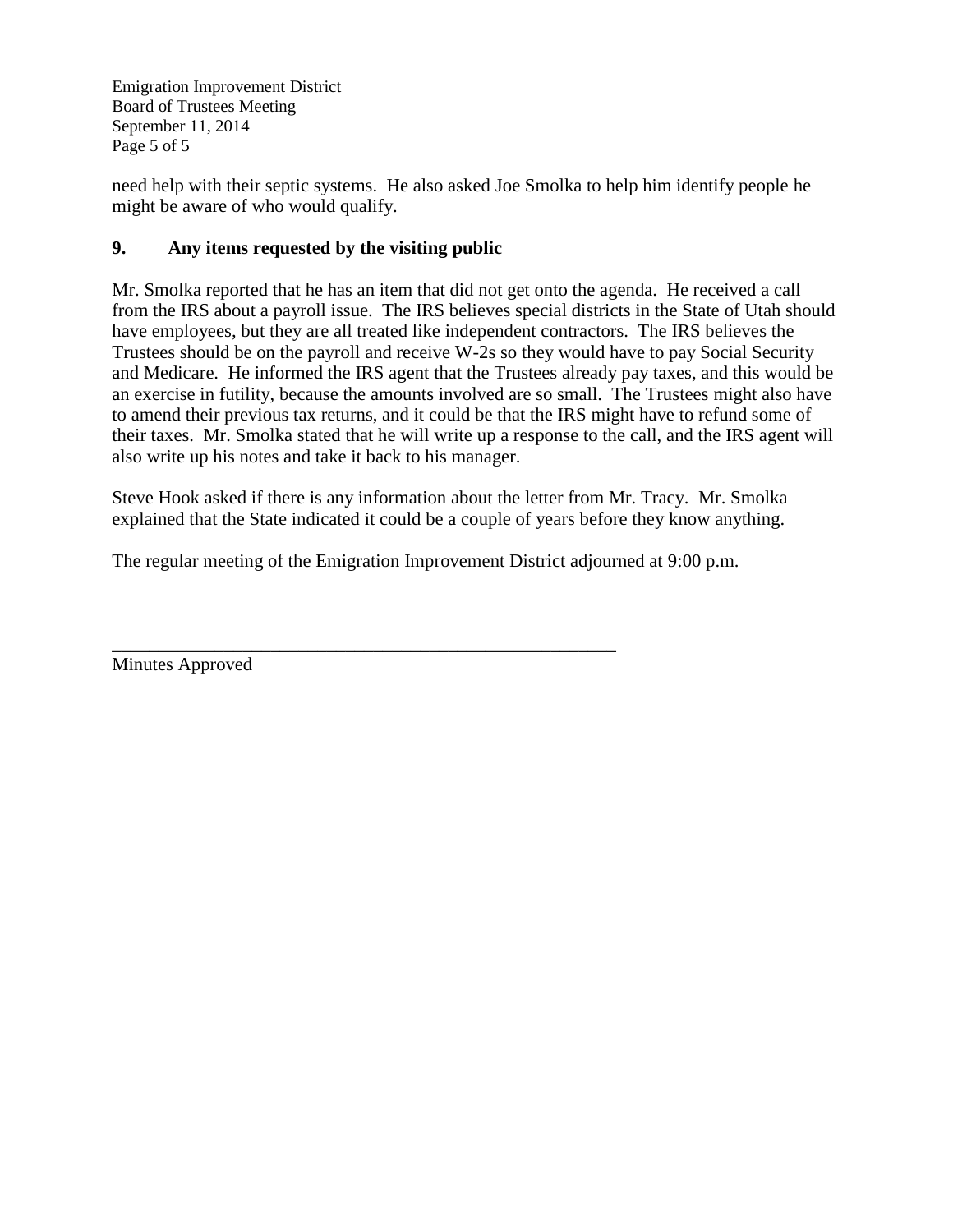need help with their septic systems. He also asked Joe Smolka to help him identify people he might be aware of who would qualify.

## 9. Any items requested by the visiting public

Mr. Smolka reported that he has an item that did not get onto the agenda. He received a call from the IRS about a payroll issue. The IRS believes special districts in the State of Utah should have employees, but they are all treated like independent contractors. The IRS believes the Trustees should be on the payroll and receive W-2s so they would have to pay Social Security and Medicare. He informed the IRS agent that the Trustees already pay taxes, and this would be an exercise in futility, because the amounts involved are so small. The Trustees might also have to amend their previous tax returns, and it could be that the IRS might have to refund some of their taxes. Mr. Smolka stated that he will write up a response to the call, and the IRS agent will also write up his notes and take it back to his manager.

Steve Hook asked if there is any information about the letter from Mr. Tracy. Mr. Smolka explained that the State indicated it could be a couple of years before they know anything.

The regular meeting of the Emigration Improvement District adjourned at 9:00 p.m.

\_\_\_\_\_\_\_\_\_\_\_\_\_\_\_\_\_\_\_\_\_\_\_\_\_\_\_\_\_\_\_\_\_\_\_\_\_\_\_\_\_\_\_\_\_\_\_\_\_\_\_\_\_\_\_

Minutes Approved